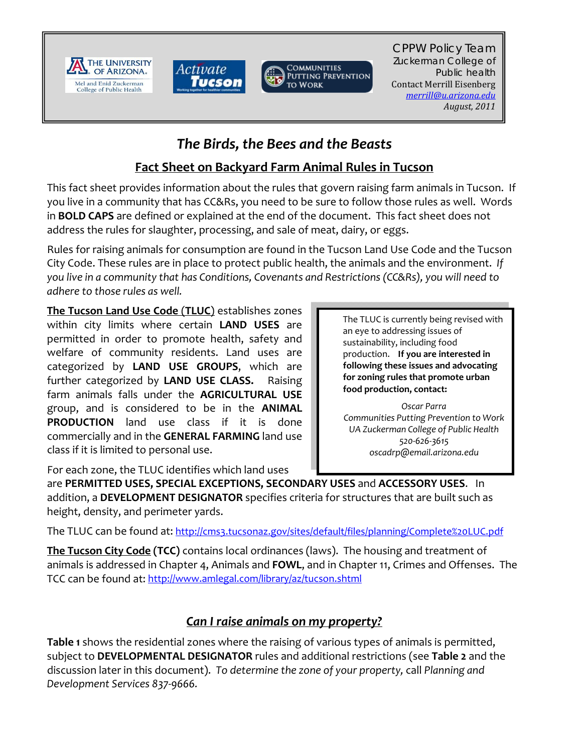CPPW Policy Team
Zuckerman College of Public health
Contact Merrill Eisenberg
merrill@u.arizona.edu
*August, 2011*

# *The Birds, the Bees and the Beasts*

## Fact Sheet on Backyard Farm Animal Rules in Tucson

This fact sheet provides information about the rules that govern raising farm animals in Tucson. If you live in a community that has CC&Rs, you need to be sure to follow those rules as well. Words in **BOLD CAPS** are defined or explained at the end of the document. This fact sheet does not address the rules for slaughter, processing, and sale of meat, dairy, or eggs.

Rules for raising animals for consumption are found in the Tucson Land Use Code and the Tucson City Code. These rules are in place to protect public health, the animals and the environment. *If you live in a community that has Conditions, Covenants and Restrictions (CC&Rs), you will need to adhere to those rules as well.*

**The Tucson Land Use Code (TLUC)** establishes zones within city limits where certain **LAND USES** are permitted in order to promote health, safety and welfare of community residents. Land uses are categorized by **LAND USE GROUPS**, which are further categorized by **LAND USE CLASS.** Raising farm animals falls under the **AGRICULTURAL USE** group, and is considered to be in the **ANIMAL PRODUCTION** land use class if it is done commercially and in the **GENERAL FARMING** land use class if it is limited to personal use.

For each zone, the TLUC identifies which land uses are **PERMITTED USES, SPECIAL EXCEPTIONS, SECONDARY USES** and **ACCESSORY USES**. In addition, a **DEVELOPMENT DESIGNATOR** specifies criteria for structures that are built such as height, density, and perimeter yards.

> The TLUC is currently being revised with an eye to addressing issues of sustainability, including food production. **If you are interested in following these issues and advocating for zoning rules that promote urban food production, contact:**
>
> *Oscar Parra*
> *Communities Putting Prevention to Work*
> *UA Zuckerman College of Public Health*
> *520-626-3615*
> *oscadrp@email.arizona.edu*

The TLUC can be found at: http://cms3.tucsonaz.gov/sites/default/files/planning/Complete%20LUC.pdf

**The Tucson City Code (TCC)** contains local ordinances (laws). The housing and treatment of animals is addressed in Chapter 4, Animals and **FOWL**, and in Chapter 11, Crimes and Offenses. The TCC can be found at: http://www.amlegal.com/library/az/tucson.shtml

## *Can I raise animals on my property?*

**Table 1** shows the residential zones where the raising of various types of animals is permitted, subject to **DEVELOPMENTAL DESIGNATOR** rules and additional restrictions (see **Table 2** and the discussion later in this document). *To determine the zone of your property,* call *Planning and Development Services 837-9666.*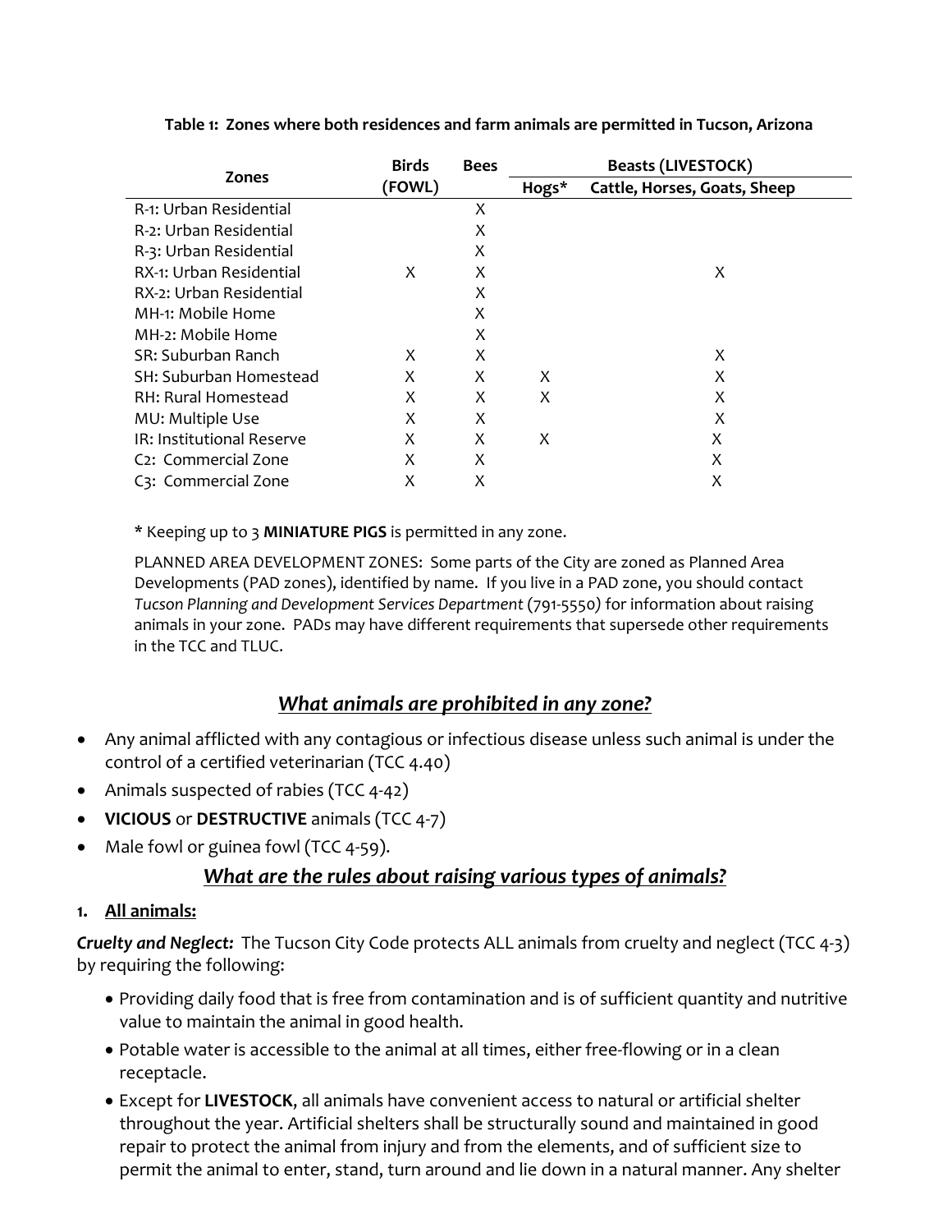**Table 1: Zones where both residences and farm animals are permitted in Tucson, Arizona**

| Zones | Birds (FOWL) | Bees | Beasts (LIVESTOCK) | |
|---|---|---|---|---|
| | | | Hogs* | Cattle, Horses, Goats, Sheep |
| R-1: Urban Residential | | X | | |
| R-2: Urban Residential | | X | | |
| R-3: Urban Residential | | X | | |
| RX-1: Urban Residential | X | X | | X |
| RX-2: Urban Residential | | X | | |
| MH-1: Mobile Home | | X | | |
| MH-2: Mobile Home | | X | | |
| SR: Suburban Ranch | X | X | | X |
| SH: Suburban Homestead | X | X | X | X |
| RH: Rural Homestead | X | X | X | X |
| MU: Multiple Use | X | X | | X |
| IR: Institutional Reserve | X | X | X | X |
| C2: Commercial Zone | X | X | | X |
| C3: Commercial Zone | X | X | | X |

\* Keeping up to 3 **MINIATURE PIGS** is permitted in any zone.

PLANNED AREA DEVELOPMENT ZONES: Some parts of the City are zoned as Planned Area Developments (PAD zones), identified by name. If you live in a PAD zone, you should contact *Tucson Planning and Development Services Department* (791-5550) for information about raising animals in your zone. PADs may have different requirements that supersede other requirements in the TCC and TLUC.

## *What animals are prohibited in any zone?*

- Any animal afflicted with any contagious or infectious disease unless such animal is under the control of a certified veterinarian (TCC 4.40)
- Animals suspected of rabies (TCC 4-42)
- **VICIOUS** or **DESTRUCTIVE** animals (TCC 4-7)
- Male fowl or guinea fowl (TCC 4-59).

## *What are the rules about raising various types of animals?*

### 1. All animals:

***Cruelty and Neglect:*** The Tucson City Code protects ALL animals from cruelty and neglect (TCC 4-3) by requiring the following:

- Providing daily food that is free from contamination and is of sufficient quantity and nutritive value to maintain the animal in good health.
- Potable water is accessible to the animal at all times, either free-flowing or in a clean receptacle.
- Except for **LIVESTOCK**, all animals have convenient access to natural or artificial shelter throughout the year. Artificial shelters shall be structurally sound and maintained in good repair to protect the animal from injury and from the elements, and of sufficient size to permit the animal to enter, stand, turn around and lie down in a natural manner. Any shelter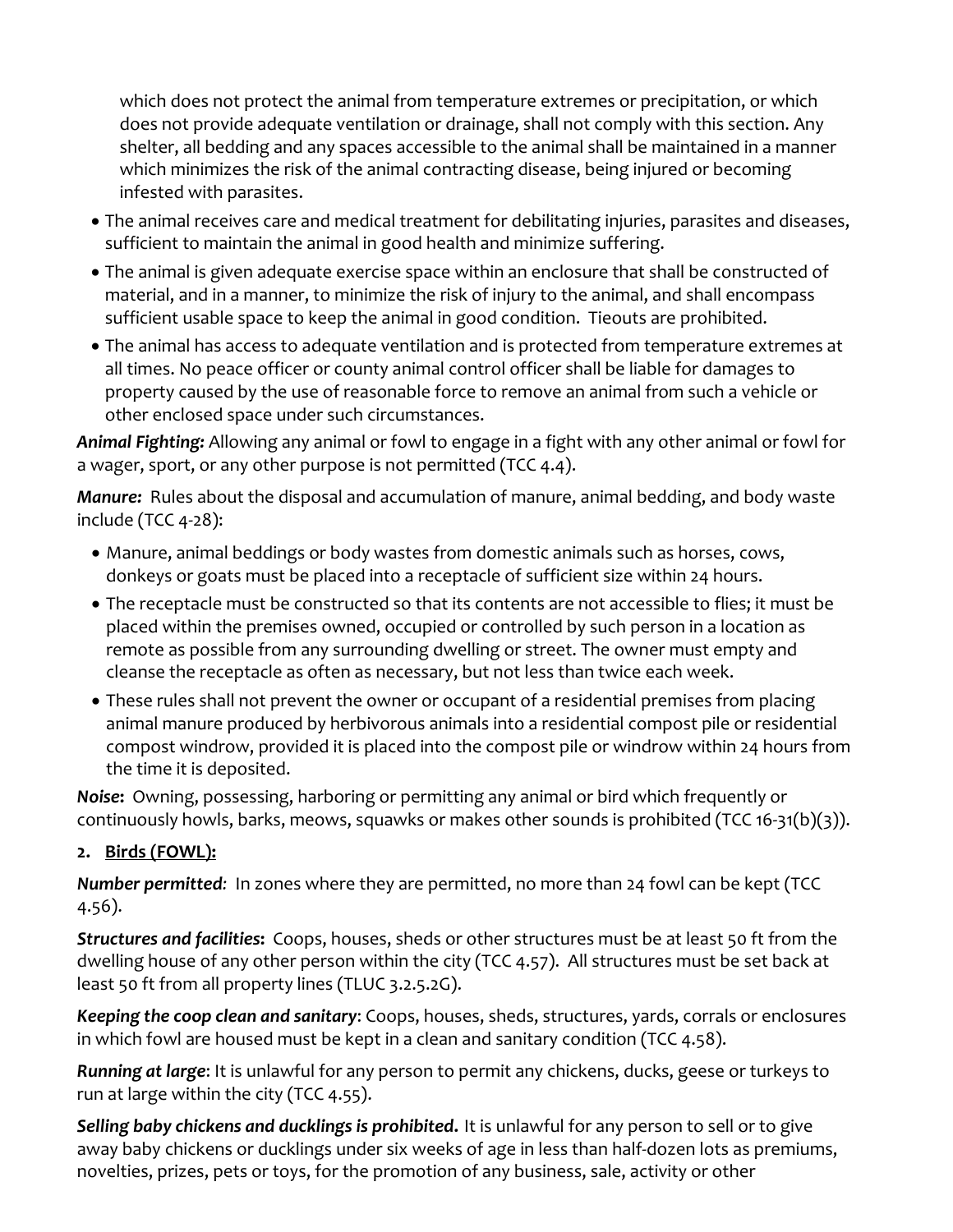which does not protect the animal from temperature extremes or precipitation, or which does not provide adequate ventilation or drainage, shall not comply with this section. Any shelter, all bedding and any spaces accessible to the animal shall be maintained in a manner which minimizes the risk of the animal contracting disease, being injured or becoming infested with parasites.

- The animal receives care and medical treatment for debilitating injuries, parasites and diseases, sufficient to maintain the animal in good health and minimize suffering.
- The animal is given adequate exercise space within an enclosure that shall be constructed of material, and in a manner, to minimize the risk of injury to the animal, and shall encompass sufficient usable space to keep the animal in good condition. Tieouts are prohibited.
- The animal has access to adequate ventilation and is protected from temperature extremes at all times. No peace officer or county animal control officer shall be liable for damages to property caused by the use of reasonable force to remove an animal from such a vehicle or other enclosed space under such circumstances.

***Animal Fighting:*** Allowing any animal or fowl to engage in a fight with any other animal or fowl for a wager, sport, or any other purpose is not permitted (TCC 4.4).

***Manure:*** Rules about the disposal and accumulation of manure, animal bedding, and body waste include (TCC 4-28):

- Manure, animal beddings or body wastes from domestic animals such as horses, cows, donkeys or goats must be placed into a receptacle of sufficient size within 24 hours.
- The receptacle must be constructed so that its contents are not accessible to flies; it must be placed within the premises owned, occupied or controlled by such person in a location as remote as possible from any surrounding dwelling or street. The owner must empty and cleanse the receptacle as often as necessary, but not less than twice each week.
- These rules shall not prevent the owner or occupant of a residential premises from placing animal manure produced by herbivorous animals into a residential compost pile or residential compost windrow, provided it is placed into the compost pile or windrow within 24 hours from the time it is deposited.

***Noise*:** Owning, possessing, harboring or permitting any animal or bird which frequently or continuously howls, barks, meows, squawks or makes other sounds is prohibited (TCC 16-31(b)(3)).

## 2. Birds (FOWL):

***Number permitted:*** In zones where they are permitted, no more than 24 fowl can be kept (TCC 4.56).

***Structures and facilities*:** Coops, houses, sheds or other structures must be at least 50 ft from the dwelling house of any other person within the city (TCC 4.57). All structures must be set back at least 50 ft from all property lines (TLUC 3.2.5.2G).

***Keeping the coop clean and sanitary***: Coops, houses, sheds, structures, yards, corrals or enclosures in which fowl are housed must be kept in a clean and sanitary condition (TCC 4.58).

***Running at large***: It is unlawful for any person to permit any chickens, ducks, geese or turkeys to run at large within the city (TCC 4.55).

***Selling baby chickens and ducklings is prohibited.*** It is unlawful for any person to sell or to give away baby chickens or ducklings under six weeks of age in less than half-dozen lots as premiums, novelties, prizes, pets or toys, for the promotion of any business, sale, activity or other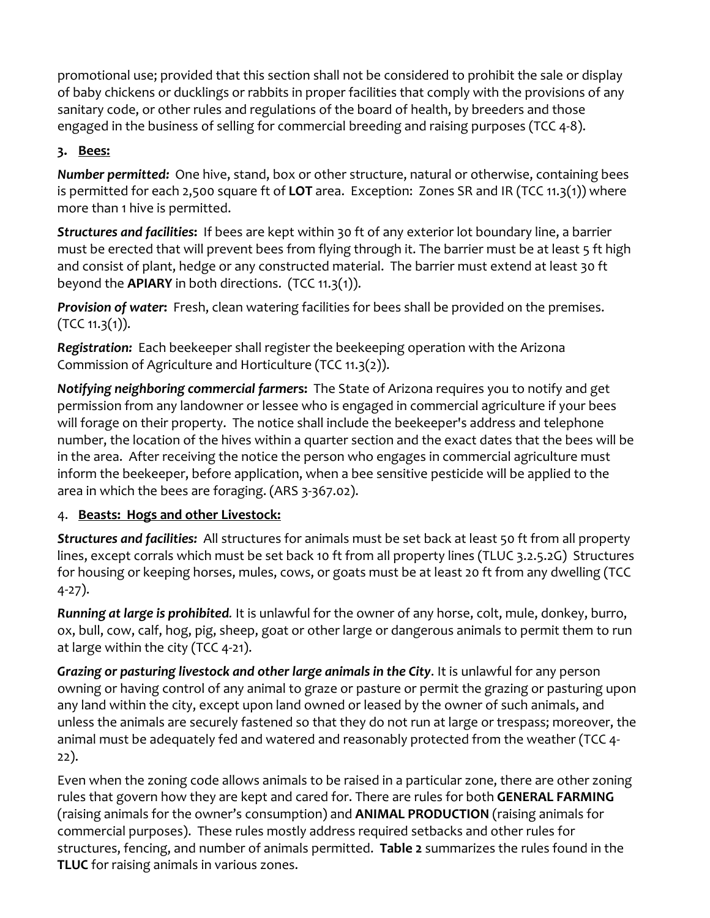promotional use; provided that this section shall not be considered to prohibit the sale or display of baby chickens or ducklings or rabbits in proper facilities that comply with the provisions of any sanitary code, or other rules and regulations of the board of health, by breeders and those engaged in the business of selling for commercial breeding and raising purposes (TCC 4-8).

3. **Bees:**

***Number permitted:*** One hive, stand, box or other structure, natural or otherwise, containing bees is permitted for each 2,500 square ft of **LOT** area. Exception: Zones SR and IR (TCC 11.3(1)) where more than 1 hive is permitted.

***Structures and facilities*:** If bees are kept within 30 ft of any exterior lot boundary line, a barrier must be erected that will prevent bees from flying through it. The barrier must be at least 5 ft high and consist of plant, hedge or any constructed material. The barrier must extend at least 30 ft beyond the **APIARY** in both directions. (TCC 11.3(1)).

***Provision of water*:** Fresh, clean watering facilities for bees shall be provided on the premises. (TCC 11.3(1)).

***Registration:*** Each beekeeper shall register the beekeeping operation with the Arizona Commission of Agriculture and Horticulture (TCC 11.3(2)).

***Notifying neighboring commercial farmers*:** The State of Arizona requires you to notify and get permission from any landowner or lessee who is engaged in commercial agriculture if your bees will forage on their property. The notice shall include the beekeeper's address and telephone number, the location of the hives within a quarter section and the exact dates that the bees will be in the area. After receiving the notice the person who engages in commercial agriculture must inform the beekeeper, before application, when a bee sensitive pesticide will be applied to the area in which the bees are foraging. (ARS 3-367.02).

4. **Beasts: Hogs and other Livestock:**

***Structures and facilities:*** All structures for animals must be set back at least 50 ft from all property lines, except corrals which must be set back 10 ft from all property lines (TLUC 3.2.5.2G) Structures for housing or keeping horses, mules, cows, or goats must be at least 20 ft from any dwelling (TCC 4-27).

***Running at large is prohibited.*** It is unlawful for the owner of any horse, colt, mule, donkey, burro, ox, bull, cow, calf, hog, pig, sheep, goat or other large or dangerous animals to permit them to run at large within the city (TCC 4-21).

***Grazing or pasturing livestock and other large animals in the City*.** It is unlawful for any person owning or having control of any animal to graze or pasture or permit the grazing or pasturing upon any land within the city, except upon land owned or leased by the owner of such animals, and unless the animals are securely fastened so that they do not run at large or trespass; moreover, the animal must be adequately fed and watered and reasonably protected from the weather (TCC 4-22).

Even when the zoning code allows animals to be raised in a particular zone, there are other zoning rules that govern how they are kept and cared for. There are rules for both **GENERAL FARMING** (raising animals for the owner's consumption) and **ANIMAL PRODUCTION** (raising animals for commercial purposes). These rules mostly address required setbacks and other rules for structures, fencing, and number of animals permitted. **Table 2** summarizes the rules found in the **TLUC** for raising animals in various zones.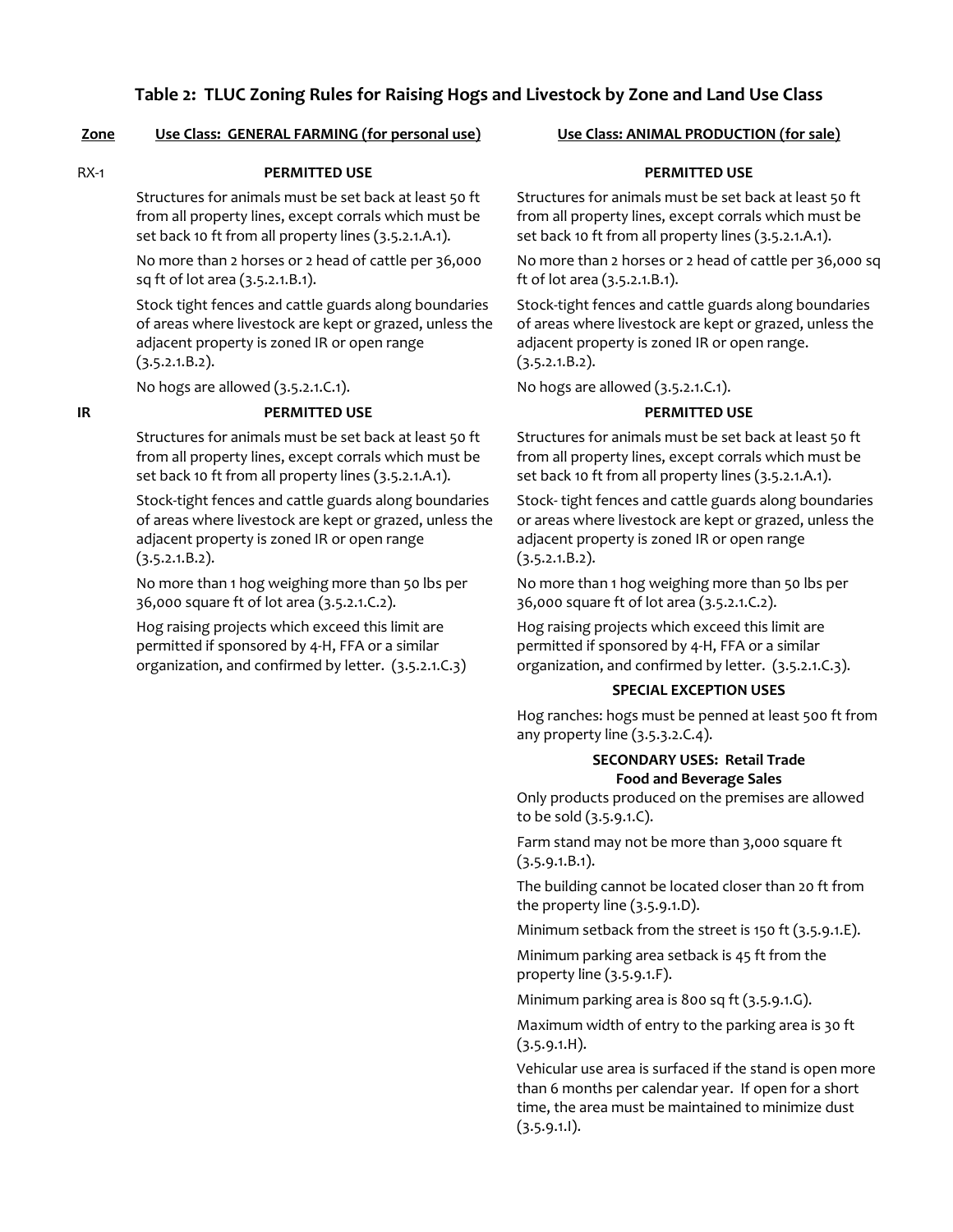## Table 2: TLUC Zoning Rules for Raising Hogs and Livestock by Zone and Land Use Class

| Zone | Use Class: GENERAL FARMING (for personal use) | Use Class: ANIMAL PRODUCTION (for sale) |
|---|---|---|
| RX-1 | **PERMITTED USE** | **PERMITTED USE** |
| | Structures for animals must be set back at least 50 ft from all property lines, except corrals which must be set back 10 ft from all property lines (3.5.2.1.A.1). | Structures for animals must be set back at least 50 ft from all property lines, except corrals which must be set back 10 ft from all property lines (3.5.2.1.A.1). |
| | No more than 2 horses or 2 head of cattle per 36,000 sq ft of lot area (3.5.2.1.B.1). | No more than 2 horses or 2 head of cattle per 36,000 sq ft of lot area (3.5.2.1.B.1). |
| | Stock tight fences and cattle guards along boundaries of areas where livestock are kept or grazed, unless the adjacent property is zoned IR or open range (3.5.2.1.B.2). | Stock-tight fences and cattle guards along boundaries of areas where livestock are kept or grazed, unless the adjacent property is zoned IR or open range. (3.5.2.1.B.2). |
| | No hogs are allowed (3.5.2.1.C.1). | No hogs are allowed (3.5.2.1.C.1). |
| **IR** | **PERMITTED USE** | **PERMITTED USE** |
| | Structures for animals must be set back at least 50 ft from all property lines, except corrals which must be set back 10 ft from all property lines (3.5.2.1.A.1). | Structures for animals must be set back at least 50 ft from all property lines, except corrals which must be set back 10 ft from all property lines (3.5.2.1.A.1). |
| | Stock-tight fences and cattle guards along boundaries of areas where livestock are kept or grazed, unless the adjacent property is zoned IR or open range (3.5.2.1.B.2). | Stock- tight fences and cattle guards along boundaries or areas where livestock are kept or grazed, unless the adjacent property is zoned IR or open range (3.5.2.1.B.2). |
| | No more than 1 hog weighing more than 50 lbs per 36,000 square ft of lot area (3.5.2.1.C.2). | No more than 1 hog weighing more than 50 lbs per 36,000 square ft of lot area (3.5.2.1.C.2). |
| | Hog raising projects which exceed this limit are permitted if sponsored by 4-H, FFA or a similar organization, and confirmed by letter. (3.5.2.1.C.3) | Hog raising projects which exceed this limit are permitted if sponsored by 4-H, FFA or a similar organization, and confirmed by letter. (3.5.2.1.C.3). |
| | | **SPECIAL EXCEPTION USES** |
| | | Hog ranches: hogs must be penned at least 500 ft from any property line (3.5.3.2.C.4). |
| | | **SECONDARY USES: Retail Trade Food and Beverage Sales** |
| | | Only products produced on the premises are allowed to be sold (3.5.9.1.C). |
| | | Farm stand may not be more than 3,000 square ft (3.5.9.1.B.1). |
| | | The building cannot be located closer than 20 ft from the property line (3.5.9.1.D). |
| | | Minimum setback from the street is 150 ft (3.5.9.1.E). |
| | | Minimum parking area setback is 45 ft from the property line (3.5.9.1.F). |
| | | Minimum parking area is 800 sq ft (3.5.9.1.G). |
| | | Maximum width of entry to the parking area is 30 ft (3.5.9.1.H). |
| | | Vehicular use area is surfaced if the stand is open more than 6 months per calendar year. If open for a short time, the area must be maintained to minimize dust (3.5.9.1.I). |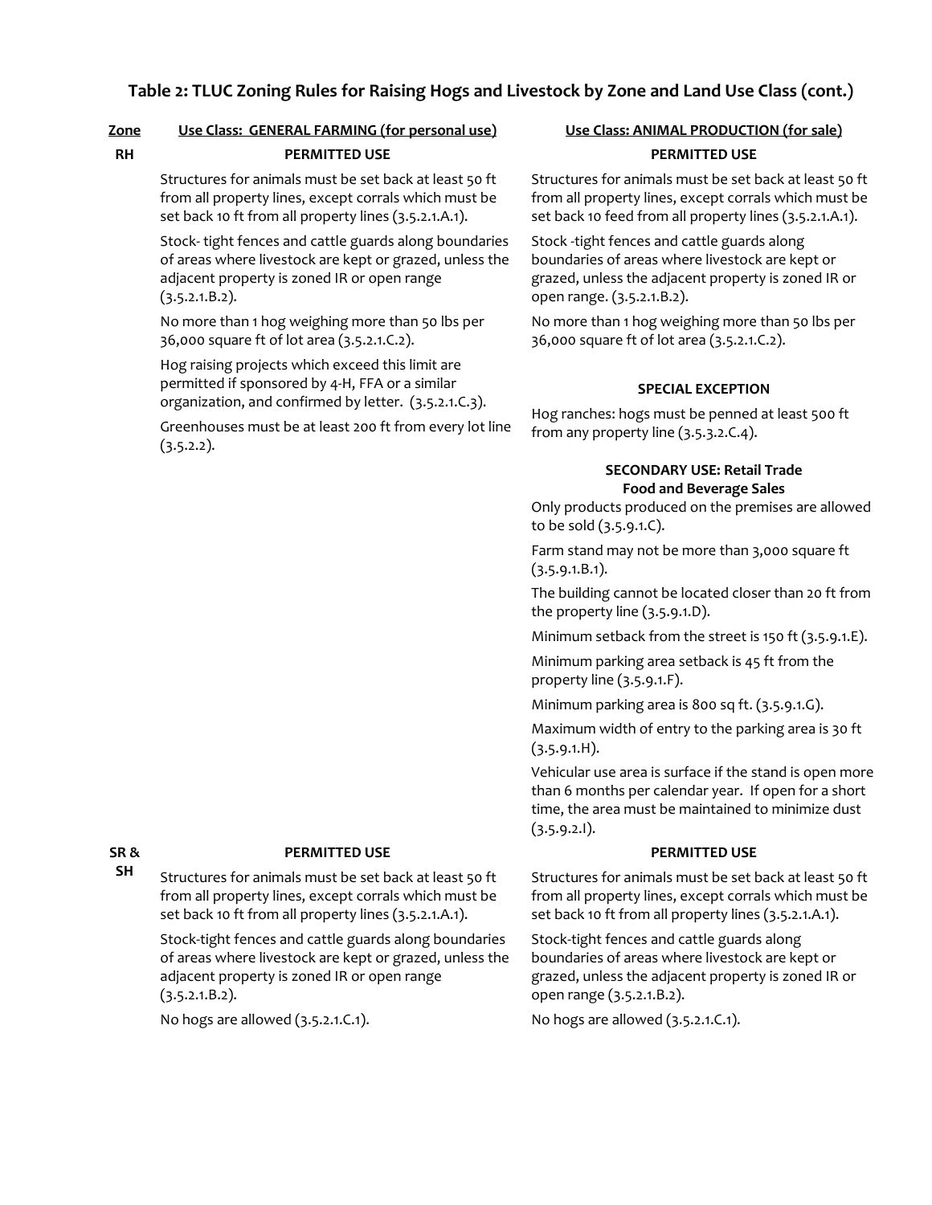### Table 2: TLUC Zoning Rules for Raising Hogs and Livestock by Zone and Land Use Class (cont.)

| Zone | Use Class: GENERAL FARMING (for personal use) | Use Class: ANIMAL PRODUCTION (for sale) |
|---|---|---|
| RH | **PERMITTED USE** | **PERMITTED USE** |
| | Structures for animals must be set back at least 50 ft from all property lines, except corrals which must be set back 10 ft from all property lines (3.5.2.1.A.1). | Structures for animals must be set back at least 50 ft from all property lines, except corrals which must be set back 10 feed from all property lines (3.5.2.1.A.1). |
| | Stock- tight fences and cattle guards along boundaries of areas where livestock are kept or grazed, unless the adjacent property is zoned IR or open range (3.5.2.1.B.2). | Stock -tight fences and cattle guards along boundaries of areas where livestock are kept or grazed, unless the adjacent property is zoned IR or open range. (3.5.2.1.B.2). |
| | No more than 1 hog weighing more than 50 lbs per 36,000 square ft of lot area (3.5.2.1.C.2). | No more than 1 hog weighing more than 50 lbs per 36,000 square ft of lot area (3.5.2.1.C.2). |
| | Hog raising projects which exceed this limit are permitted if sponsored by 4-H, FFA or a similar organization, and confirmed by letter. (3.5.2.1.C.3). | **SPECIAL EXCEPTION** |
| | Greenhouses must be at least 200 ft from every lot line (3.5.2.2). | Hog ranches: hogs must be penned at least 500 ft from any property line (3.5.3.2.C.4). |
| | | **SECONDARY USE: Retail Trade Food and Beverage Sales** |
| | | Only products produced on the premises are allowed to be sold (3.5.9.1.C). |
| | | Farm stand may not be more than 3,000 square ft (3.5.9.1.B.1). |
| | | The building cannot be located closer than 20 ft from the property line (3.5.9.1.D). |
| | | Minimum setback from the street is 150 ft (3.5.9.1.E). |
| | | Minimum parking area setback is 45 ft from the property line (3.5.9.1.F). |
| | | Minimum parking area is 800 sq ft. (3.5.9.1.G). |
| | | Maximum width of entry to the parking area is 30 ft (3.5.9.1.H). |
| | | Vehicular use area is surface if the stand is open more than 6 months per calendar year. If open for a short time, the area must be maintained to minimize dust (3.5.9.2.I). |
| SR & SH | **PERMITTED USE** | **PERMITTED USE** |
| | Structures for animals must be set back at least 50 ft from all property lines, except corrals which must be set back 10 ft from all property lines (3.5.2.1.A.1). | Structures for animals must be set back at least 50 ft from all property lines, except corrals which must be set back 10 ft from all property lines (3.5.2.1.A.1). |
| | Stock-tight fences and cattle guards along boundaries of areas where livestock are kept or grazed, unless the adjacent property is zoned IR or open range (3.5.2.1.B.2). | Stock-tight fences and cattle guards along boundaries of areas where livestock are kept or grazed, unless the adjacent property is zoned IR or open range (3.5.2.1.B.2). |
| | No hogs are allowed (3.5.2.1.C.1). | No hogs are allowed (3.5.2.1.C.1). |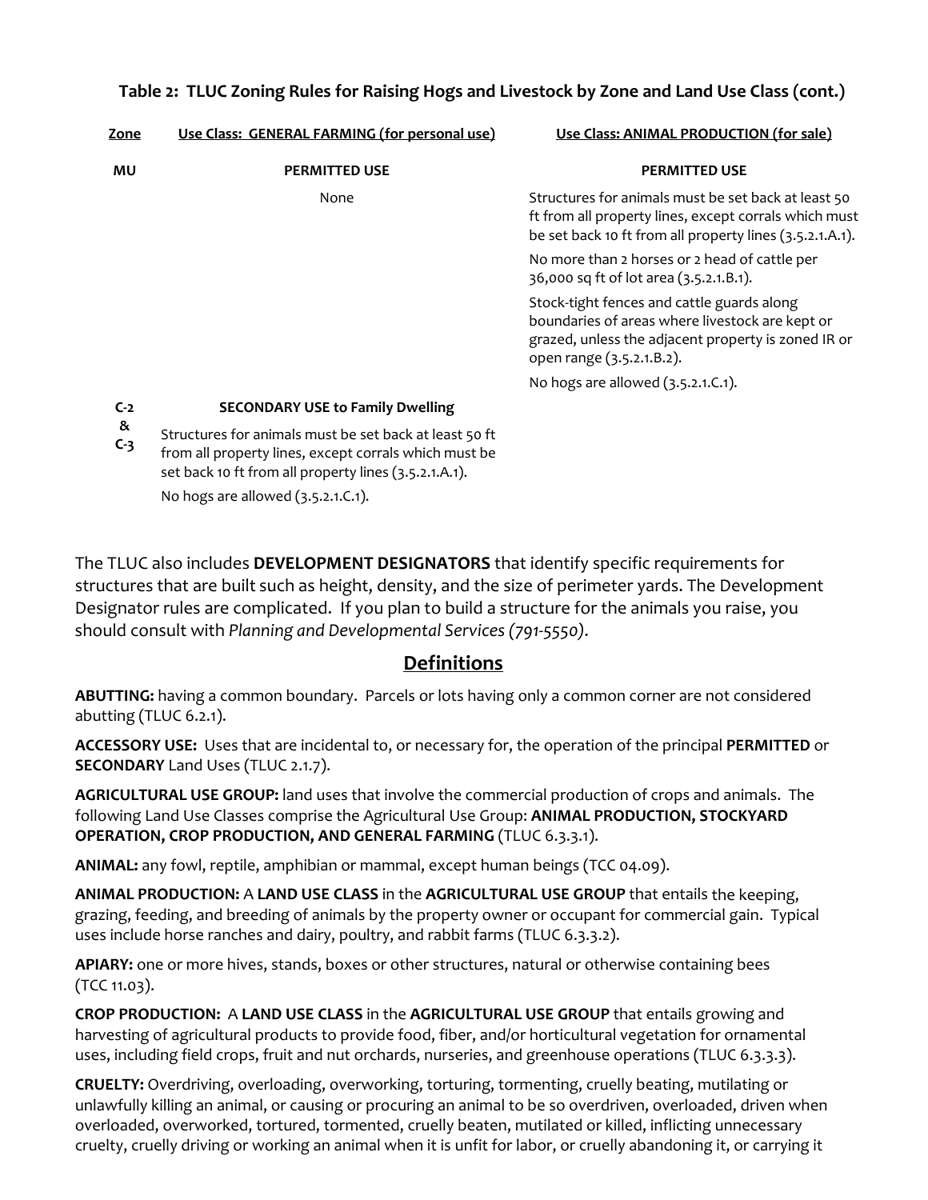**Table 2: TLUC Zoning Rules for Raising Hogs and Livestock by Zone and Land Use Class (cont.)**

| Zone | Use Class: GENERAL FARMING (for personal use) | Use Class: ANIMAL PRODUCTION (for sale) |
| --- | --- | --- |
| MU | **PERMITTED USE** | **PERMITTED USE** |
| | None | Structures for animals must be set back at least 50 ft from all property lines, except corrals which must be set back 10 ft from all property lines (3.5.2.1.A.1). No more than 2 horses or 2 head of cattle per 36,000 sq ft of lot area (3.5.2.1.B.1). Stock-tight fences and cattle guards along boundaries of areas where livestock are kept or grazed, unless the adjacent property is zoned IR or open range (3.5.2.1.B.2). No hogs are allowed (3.5.2.1.C.1). |
| C-2 & C-3 | **SECONDARY USE to Family Dwelling** | |
| | Structures for animals must be set back at least 50 ft from all property lines, except corrals which must be set back 10 ft from all property lines (3.5.2.1.A.1). No hogs are allowed (3.5.2.1.C.1). | |

The TLUC also includes **DEVELOPMENT DESIGNATORS** that identify specific requirements for structures that are built such as height, density, and the size of perimeter yards. The Development Designator rules are complicated. If you plan to build a structure for the animals you raise, you should consult with *Planning and Developmental Services (791-5550).*

## Definitions

**ABUTTING:** having a common boundary. Parcels or lots having only a common corner are not considered abutting (TLUC 6.2.1).

**ACCESSORY USE:** Uses that are incidental to, or necessary for, the operation of the principal **PERMITTED** or **SECONDARY** Land Uses (TLUC 2.1.7).

**AGRICULTURAL USE GROUP:** land uses that involve the commercial production of crops and animals. The following Land Use Classes comprise the Agricultural Use Group: **ANIMAL PRODUCTION, STOCKYARD OPERATION, CROP PRODUCTION, AND GENERAL FARMING** (TLUC 6.3.3.1).

**ANIMAL:** any fowl, reptile, amphibian or mammal, except human beings (TCC 04.09).

**ANIMAL PRODUCTION:** A **LAND USE CLASS** in the **AGRICULTURAL USE GROUP** that entails the keeping, grazing, feeding, and breeding of animals by the property owner or occupant for commercial gain. Typical uses include horse ranches and dairy, poultry, and rabbit farms (TLUC 6.3.3.2).

**APIARY:** one or more hives, stands, boxes or other structures, natural or otherwise containing bees (TCC 11.03).

**CROP PRODUCTION:** A **LAND USE CLASS** in the **AGRICULTURAL USE GROUP** that entails growing and harvesting of agricultural products to provide food, fiber, and/or horticultural vegetation for ornamental uses, including field crops, fruit and nut orchards, nurseries, and greenhouse operations (TLUC 6.3.3.3).

**CRUELTY:** Overdriving, overloading, overworking, torturing, tormenting, cruelly beating, mutilating or unlawfully killing an animal, or causing or procuring an animal to be so overdriven, overloaded, driven when overloaded, overworked, tortured, tormented, cruelly beaten, mutilated or killed, inflicting unnecessary cruelty, cruelly driving or working an animal when it is unfit for labor, or cruelly abandoning it, or carrying it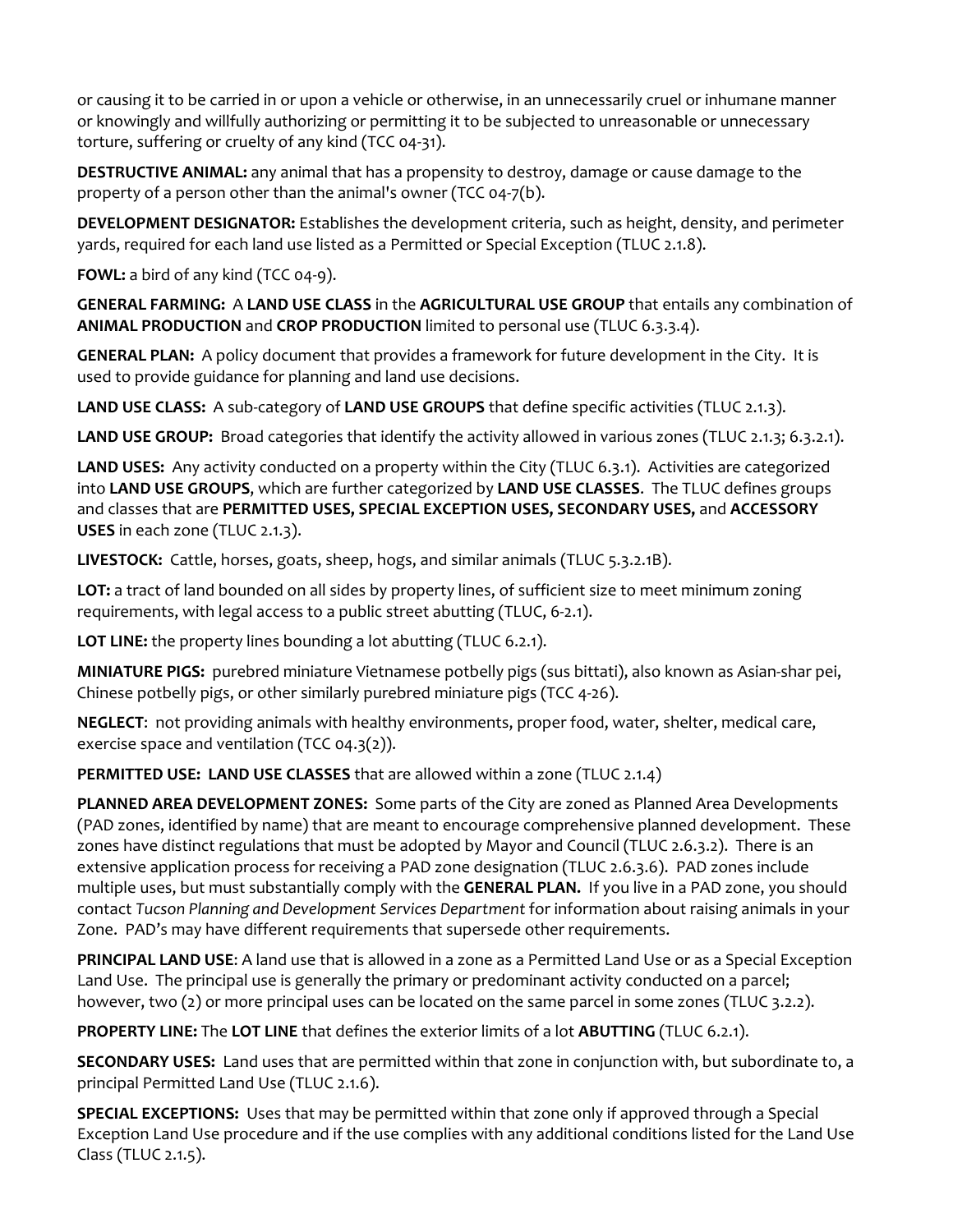or causing it to be carried in or upon a vehicle or otherwise, in an unnecessarily cruel or inhumane manner or knowingly and willfully authorizing or permitting it to be subjected to unreasonable or unnecessary torture, suffering or cruelty of any kind (TCC 04-31).

**DESTRUCTIVE ANIMAL:** any animal that has a propensity to destroy, damage or cause damage to the property of a person other than the animal's owner (TCC 04-7(b).

**DEVELOPMENT DESIGNATOR:** Establishes the development criteria, such as height, density, and perimeter yards, required for each land use listed as a Permitted or Special Exception (TLUC 2.1.8).

**FOWL:** a bird of any kind (TCC 04-9).

**GENERAL FARMING:** A **LAND USE CLASS** in the **AGRICULTURAL USE GROUP** that entails any combination of **ANIMAL PRODUCTION** and **CROP PRODUCTION** limited to personal use (TLUC 6.3.3.4).

**GENERAL PLAN:** A policy document that provides a framework for future development in the City. It is used to provide guidance for planning and land use decisions.

**LAND USE CLASS:** A sub-category of **LAND USE GROUPS** that define specific activities (TLUC 2.1.3).

**LAND USE GROUP:** Broad categories that identify the activity allowed in various zones (TLUC 2.1.3; 6.3.2.1).

**LAND USES:** Any activity conducted on a property within the City (TLUC 6.3.1). Activities are categorized into **LAND USE GROUPS**, which are further categorized by **LAND USE CLASSES**. The TLUC defines groups and classes that are **PERMITTED USES, SPECIAL EXCEPTION USES, SECONDARY USES,** and **ACCESSORY USES** in each zone (TLUC 2.1.3).

**LIVESTOCK:** Cattle, horses, goats, sheep, hogs, and similar animals (TLUC 5.3.2.1B).

**LOT:** a tract of land bounded on all sides by property lines, of sufficient size to meet minimum zoning requirements, with legal access to a public street abutting (TLUC, 6-2.1).

**LOT LINE:** the property lines bounding a lot abutting (TLUC 6.2.1).

**MINIATURE PIGS:** purebred miniature Vietnamese potbelly pigs (sus bittati), also known as Asian-shar pei, Chinese potbelly pigs, or other similarly purebred miniature pigs (TCC 4-26).

**NEGLECT**: not providing animals with healthy environments, proper food, water, shelter, medical care, exercise space and ventilation (TCC 04.3(2)).

**PERMITTED USE: LAND USE CLASSES** that are allowed within a zone (TLUC 2.1.4)

**PLANNED AREA DEVELOPMENT ZONES:** Some parts of the City are zoned as Planned Area Developments (PAD zones, identified by name) that are meant to encourage comprehensive planned development. These zones have distinct regulations that must be adopted by Mayor and Council (TLUC 2.6.3.2). There is an extensive application process for receiving a PAD zone designation (TLUC 2.6.3.6). PAD zones include multiple uses, but must substantially comply with the **GENERAL PLAN.** If you live in a PAD zone, you should contact *Tucson Planning and Development Services Department* for information about raising animals in your Zone. PAD's may have different requirements that supersede other requirements.

**PRINCIPAL LAND USE**: A land use that is allowed in a zone as a Permitted Land Use or as a Special Exception Land Use. The principal use is generally the primary or predominant activity conducted on a parcel; however, two (2) or more principal uses can be located on the same parcel in some zones (TLUC 3.2.2).

**PROPERTY LINE:** The **LOT LINE** that defines the exterior limits of a lot **ABUTTING** (TLUC 6.2.1).

**SECONDARY USES:** Land uses that are permitted within that zone in conjunction with, but subordinate to, a principal Permitted Land Use (TLUC 2.1.6).

**SPECIAL EXCEPTIONS:** Uses that may be permitted within that zone only if approved through a Special Exception Land Use procedure and if the use complies with any additional conditions listed for the Land Use Class (TLUC 2.1.5).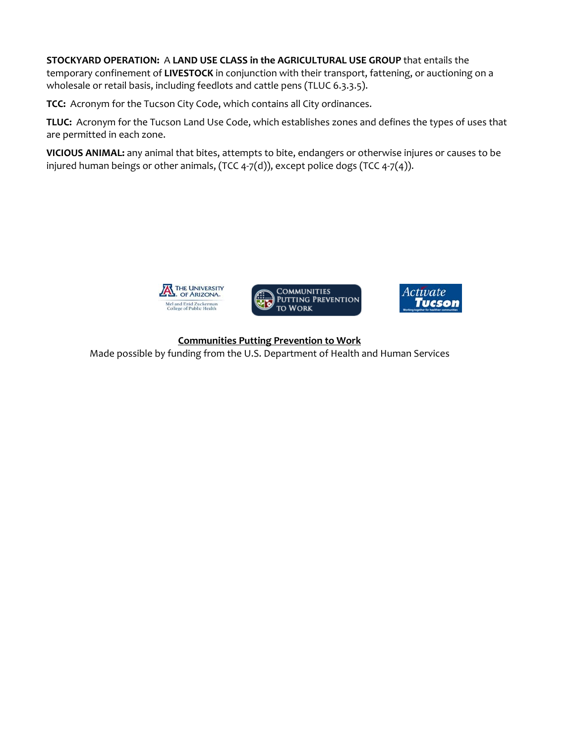**STOCKYARD OPERATION:** A **LAND USE CLASS in the AGRICULTURAL USE GROUP** that entails the temporary confinement of **LIVESTOCK** in conjunction with their transport, fattening, or auctioning on a wholesale or retail basis, including feedlots and cattle pens (TLUC 6.3.3.5).

**TCC:** Acronym for the Tucson City Code, which contains all City ordinances.

**TLUC:** Acronym for the Tucson Land Use Code, which establishes zones and defines the types of uses that are permitted in each zone.

**VICIOUS ANIMAL:** any animal that bites, attempts to bite, endangers or otherwise injures or causes to be injured human beings or other animals, (TCC 4-7(d)), except police dogs (TCC 4-7(4)).

**Communities Putting Prevention to Work**

Made possible by funding from the U.S. Department of Health and Human Services